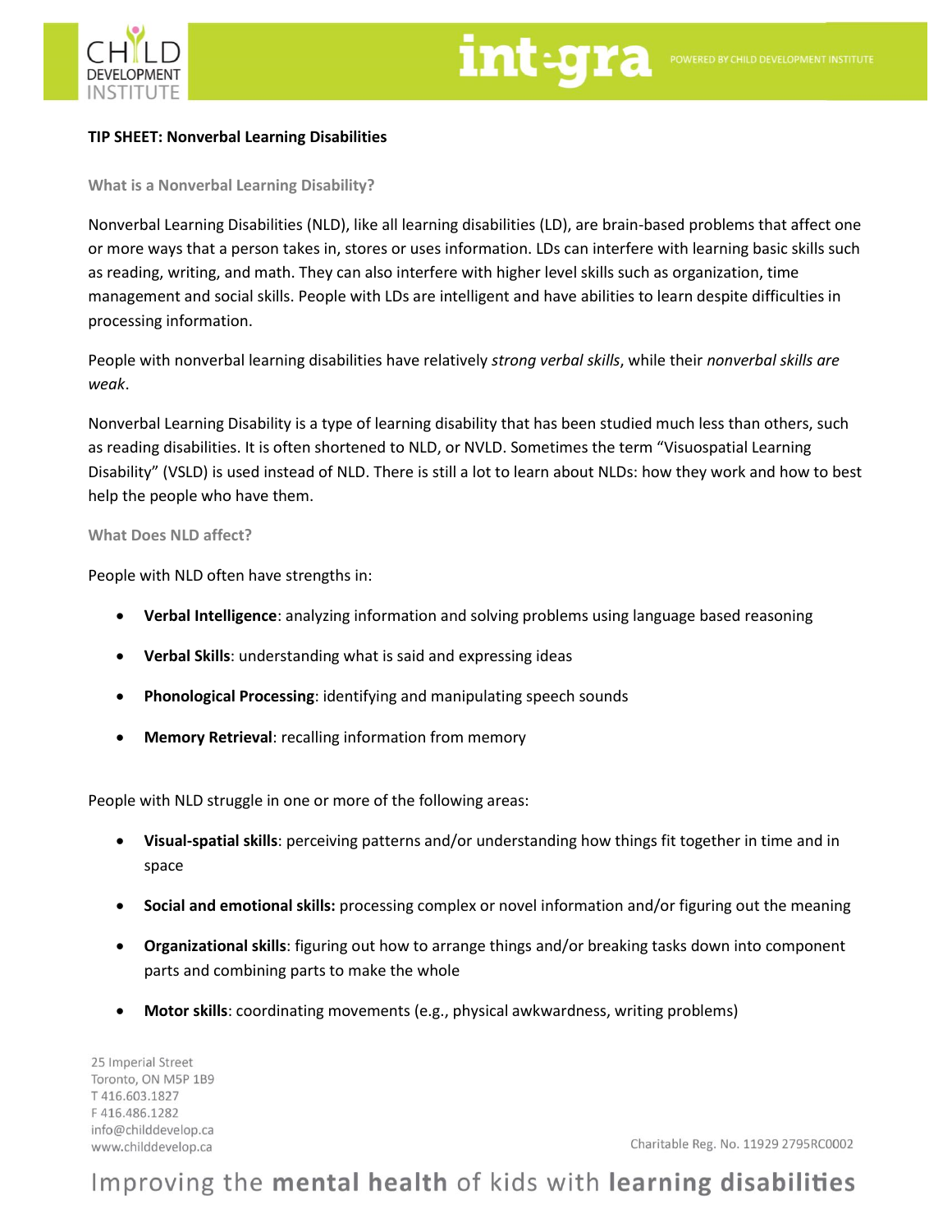**TIP SHEET: Nonverbal Learning Disabilities**

## What is a Nonverbal Learning Disability?

Nonverbal Learning Disabilities (NLD), like all learning disabilities (LD), are brain-based problems that affect one or more ways that a person takes in, stores or uses information. LDs can interfere with learning basic skills such as reading, writing, and math. They can also interfere with higher level skills such as organization, time management and social skills. People with LDs are intelligent and have abilities to learn despite difficulties in processing information.

People with nonverbal learning disabilities have relatively *strong verbal skills*, while their *nonverbal skills are weak*.

Nonverbal Learning Disability is a type of learning disability that has been studied much less than others, such as reading disabilities. It is often shortened to NLD, or NVLD. Sometimes the term "Visuospatial Learning Disability" (VSLD) is used instead of NLD. There is still a lot to learn about NLDs: how they work and how to best help the people who have them.

## What Does NLD affect?

People with NLD often have strengths in:

- **Verbal Intelligence**: analyzing information and solving problems using language based reasoning
- **Verbal Skills**: understanding what is said and expressing ideas
- **Phonological Processing**: identifying and manipulating speech sounds
- **Memory Retrieval**: recalling information from memory

People with NLD struggle in one or more of the following areas:

- **Visual-spatial skills**: perceiving patterns and/or understanding how things fit together in time and in space
- **Social and emotional skills:** processing complex or novel information and/or figuring out the meaning
- **Organizational skills**: figuring out how to arrange things and/or breaking tasks down into component parts and combining parts to make the whole
- **Motor skills**: coordinating movements (e.g., physical awkwardness, writing problems)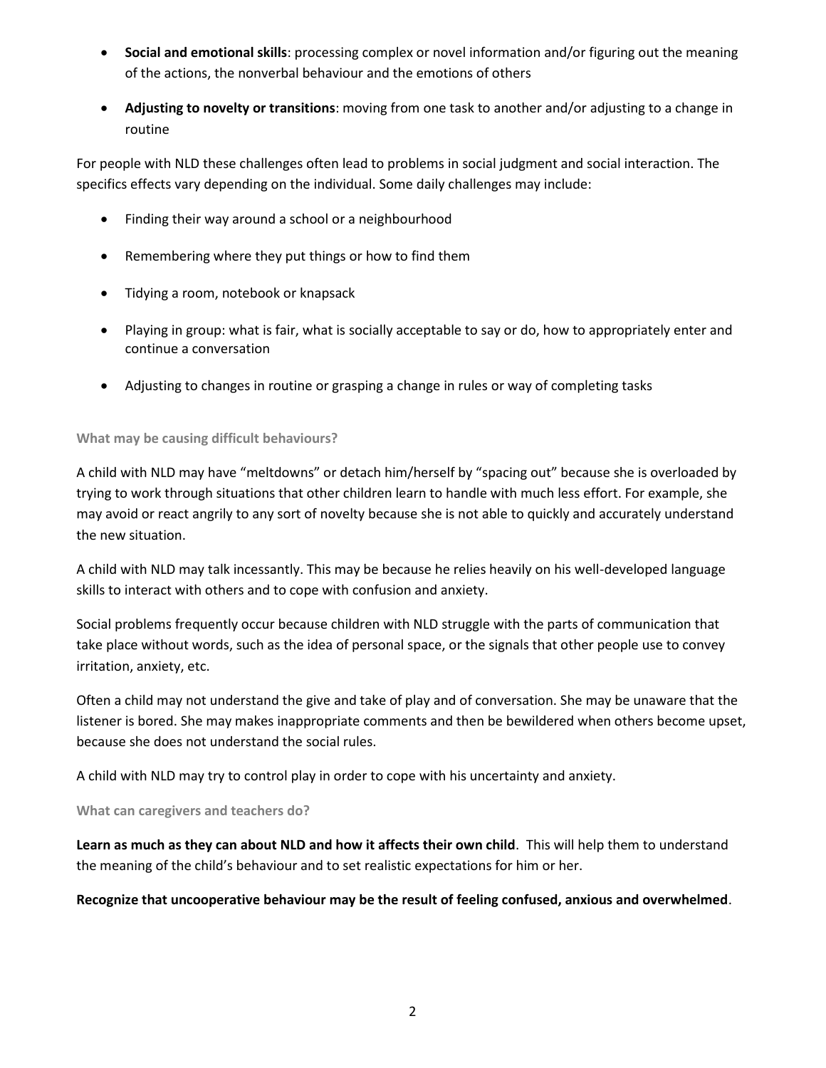- **Social and emotional skills**: processing complex or novel information and/or figuring out the meaning of the actions, the nonverbal behaviour and the emotions of others
- **Adjusting to novelty or transitions**: moving from one task to another and/or adjusting to a change in routine

For people with NLD these challenges often lead to problems in social judgment and social interaction. The specifics effects vary depending on the individual. Some daily challenges may include:

- Finding their way around a school or a neighbourhood
- Remembering where they put things or how to find them
- Tidying a room, notebook or knapsack
- Playing in group: what is fair, what is socially acceptable to say or do, how to appropriately enter and continue a conversation
- Adjusting to changes in routine or grasping a change in rules or way of completing tasks

### What may be causing difficult behaviours?

A child with NLD may have "meltdowns" or detach him/herself by "spacing out" because she is overloaded by trying to work through situations that other children learn to handle with much less effort. For example, she may avoid or react angrily to any sort of novelty because she is not able to quickly and accurately understand the new situation.

A child with NLD may talk incessantly. This may be because he relies heavily on his well-developed language skills to interact with others and to cope with confusion and anxiety.

Social problems frequently occur because children with NLD struggle with the parts of communication that take place without words, such as the idea of personal space, or the signals that other people use to convey irritation, anxiety, etc.

Often a child may not understand the give and take of play and of conversation. She may be unaware that the listener is bored. She may makes inappropriate comments and then be bewildered when others become upset, because she does not understand the social rules.

A child with NLD may try to control play in order to cope with his uncertainty and anxiety.

### What can caregivers and teachers do?

**Learn as much as they can about NLD and how it affects their own child**. This will help them to understand the meaning of the child's behaviour and to set realistic expectations for him or her.

**Recognize that uncooperative behaviour may be the result of feeling confused, anxious and overwhelmed**.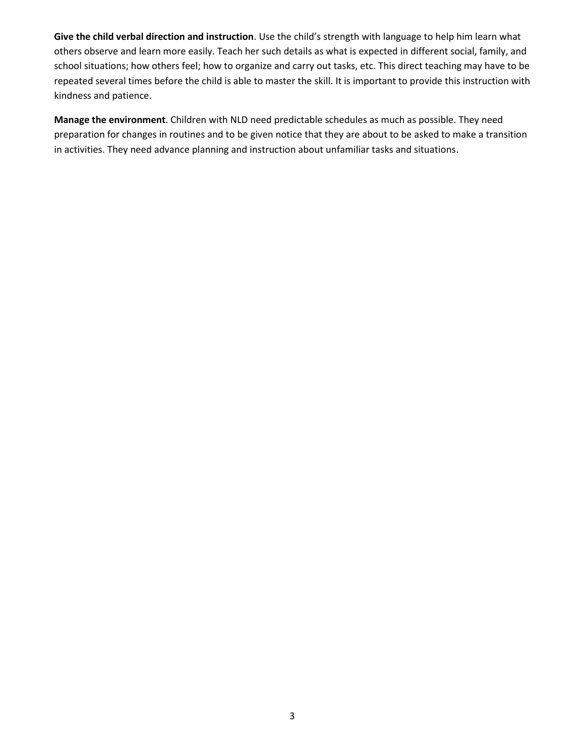**Give the child verbal direction and instruction**. Use the child's strength with language to help him learn what others observe and learn more easily. Teach her such details as what is expected in different social, family, and school situations; how others feel; how to organize and carry out tasks, etc. This direct teaching may have to be repeated several times before the child is able to master the skill. It is important to provide this instruction with kindness and patience.

**Manage the environment**. Children with NLD need predictable schedules as much as possible. They need preparation for changes in routines and to be given notice that they are about to be asked to make a transition in activities. They need advance planning and instruction about unfamiliar tasks and situations.